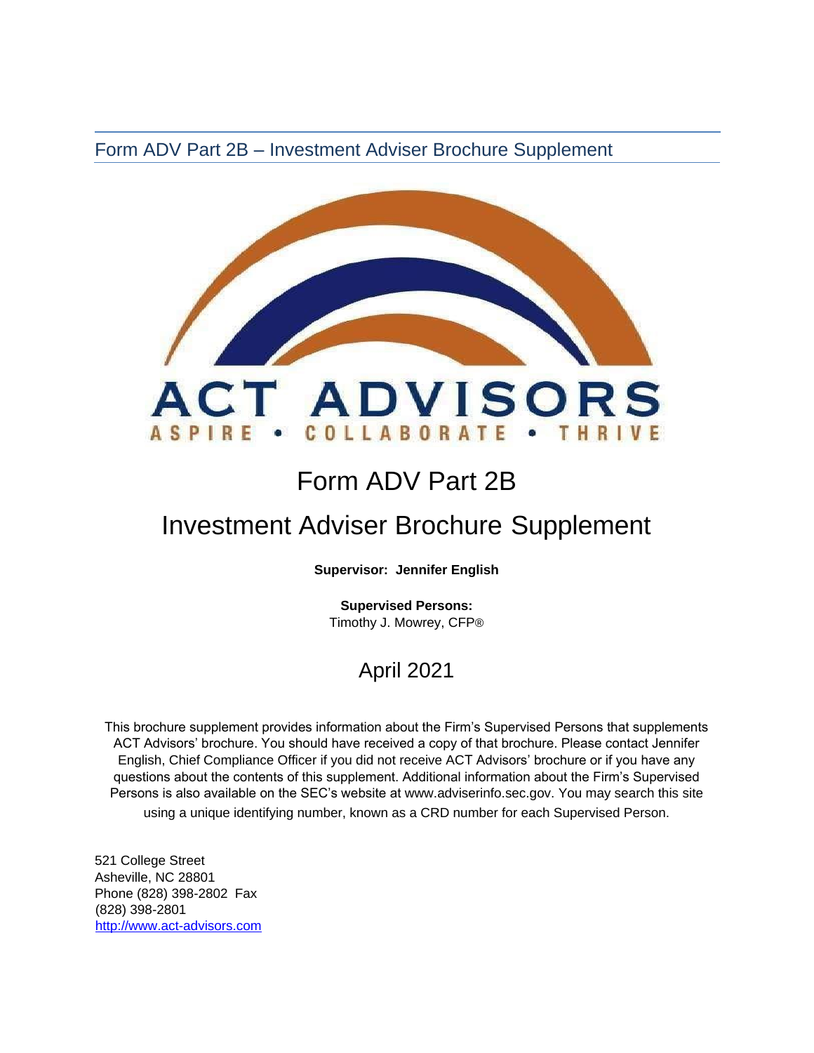Form ADV Part 2B – Investment Adviser Brochure Supplement

ACT ADVISORS

ASPIRE • COLLABORATE • THRIVE

# Form ADV Part 2B

# Investment Adviser Brochure Supplement

**Supervisor: Jennifer English**

**Supervised Persons:**
Timothy J. Mowrey, CFP®

## April 2021

This brochure supplement provides information about the Firm's Supervised Persons that supplements ACT Advisors' brochure. You should have received a copy of that brochure. Please contact Jennifer English, Chief Compliance Officer if you did not receive ACT Advisors' brochure or if you have any questions about the contents of this supplement. Additional information about the Firm's Supervised Persons is also available on the SEC's website at www.adviserinfo.sec.gov. You may search this site using a unique identifying number, known as a CRD number for each Supervised Person.

521 College Street
Asheville, NC 28801
Phone (828) 398-2802 Fax
(828) 398-2801
http://www.act-advisors.com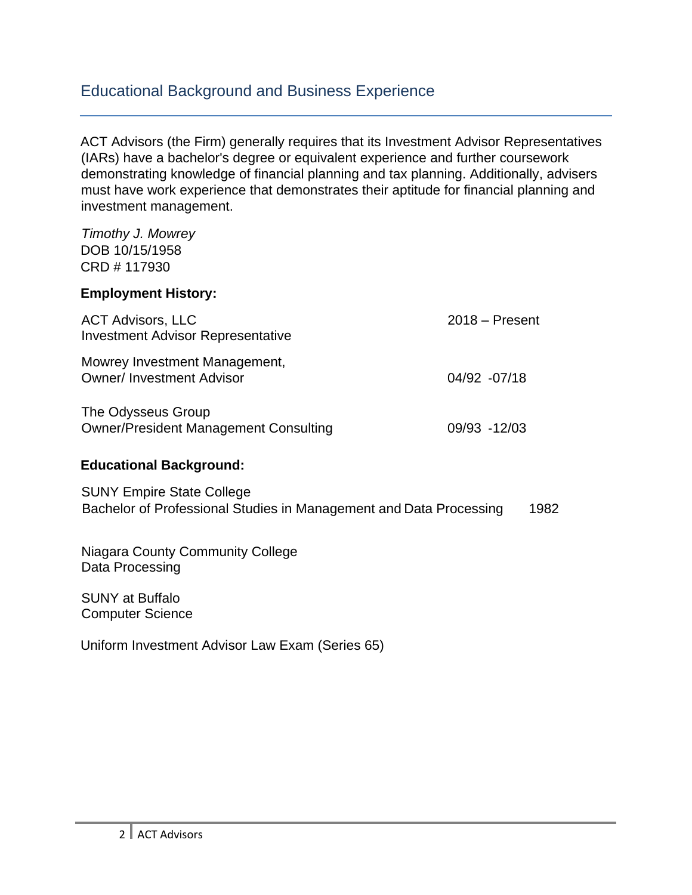## Educational Background and Business Experience

ACT Advisors (the Firm) generally requires that its Investment Advisor Representatives (IARs) have a bachelor's degree or equivalent experience and further coursework demonstrating knowledge of financial planning and tax planning. Additionally, advisers must have work experience that demonstrates their aptitude for financial planning and investment management.

*Timothy J. Mowrey*
DOB 10/15/1958
CRD # 117930

**Employment History:**

| | |
|---|---|
| ACT Advisors, LLC<br>Investment Advisor Representative | 2018 – Present |
| Mowrey Investment Management,<br>Owner/ Investment Advisor | 04/92 -07/18 |
| The Odysseus Group<br>Owner/President Management Consulting | 09/93 -12/03 |

**Educational Background:**

SUNY Empire State College
Bachelor of Professional Studies in Management and Data Processing 1982

Niagara County Community College
Data Processing

SUNY at Buffalo
Computer Science

Uniform Investment Advisor Law Exam (Series 65)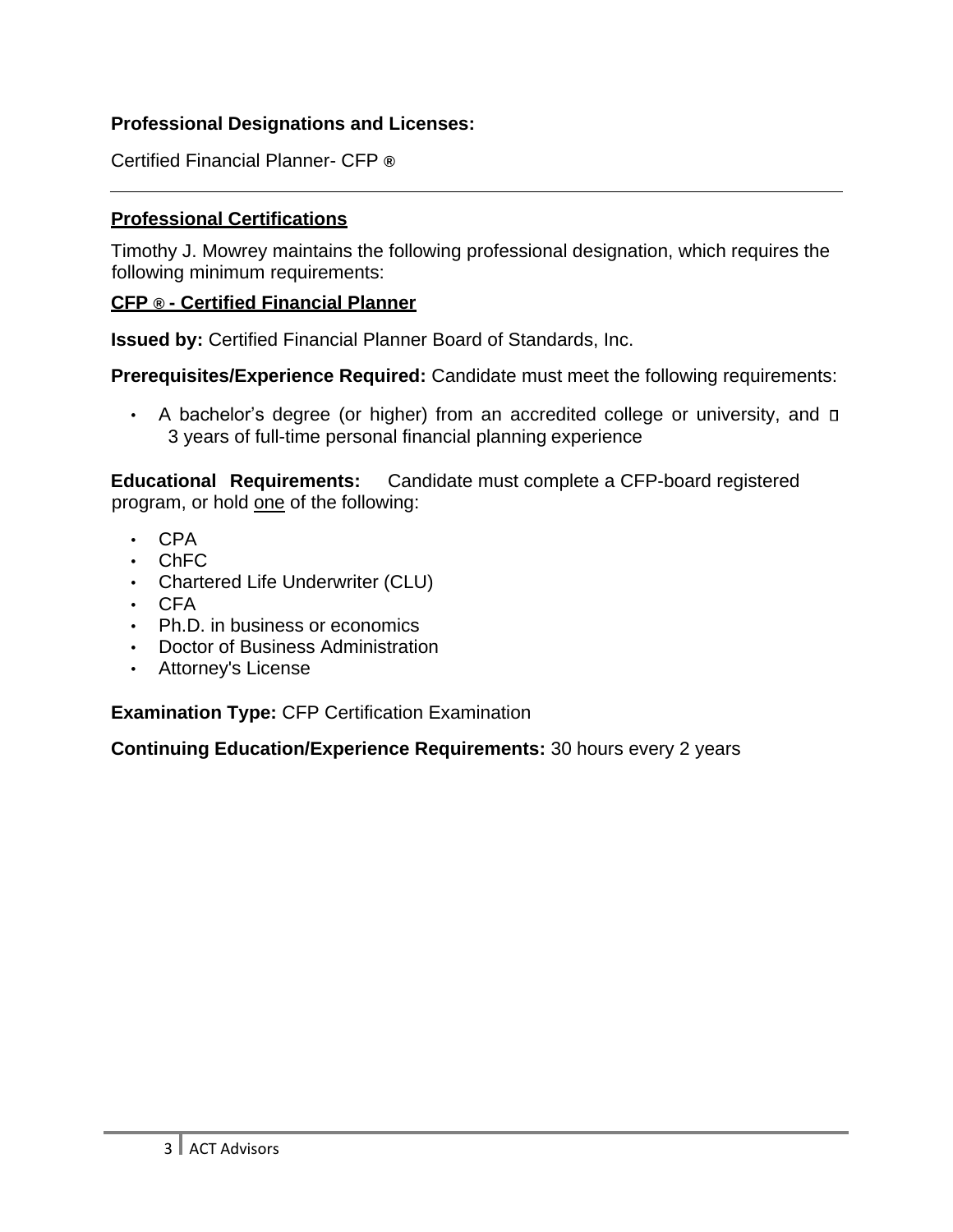**Professional Designations and Licenses:**

Certified Financial Planner- CFP ®

---

**Professional Certifications**

Timothy J. Mowrey maintains the following professional designation, which requires the following minimum requirements:

**CFP ® - Certified Financial Planner**

**Issued by:** Certified Financial Planner Board of Standards, Inc.

**Prerequisites/Experience Required:** Candidate must meet the following requirements:

- A bachelor's degree (or higher) from an accredited college or university, and
- 3 years of full-time personal financial planning experience

**Educational Requirements:** Candidate must complete a CFP-board registered program, or hold one of the following:

- CPA
- ChFC
- Chartered Life Underwriter (CLU)
- CFA
- Ph.D. in business or economics
- Doctor of Business Administration
- Attorney's License

**Examination Type:** CFP Certification Examination

**Continuing Education/Experience Requirements:** 30 hours every 2 years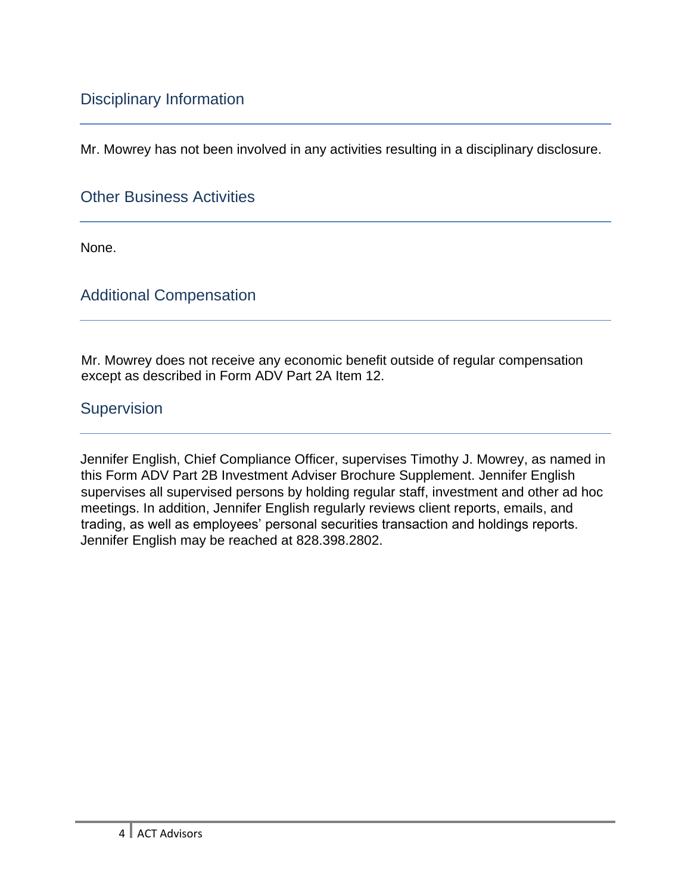## Disciplinary Information

Mr. Mowrey has not been involved in any activities resulting in a disciplinary disclosure.

## Other Business Activities

None.

## Additional Compensation

Mr. Mowrey does not receive any economic benefit outside of regular compensation except as described in Form ADV Part 2A Item 12.

## Supervision

Jennifer English, Chief Compliance Officer, supervises Timothy J. Mowrey, as named in this Form ADV Part 2B Investment Adviser Brochure Supplement. Jennifer English supervises all supervised persons by holding regular staff, investment and other ad hoc meetings. In addition, Jennifer English regularly reviews client reports, emails, and trading, as well as employees' personal securities transaction and holdings reports. Jennifer English may be reached at 828.398.2802.